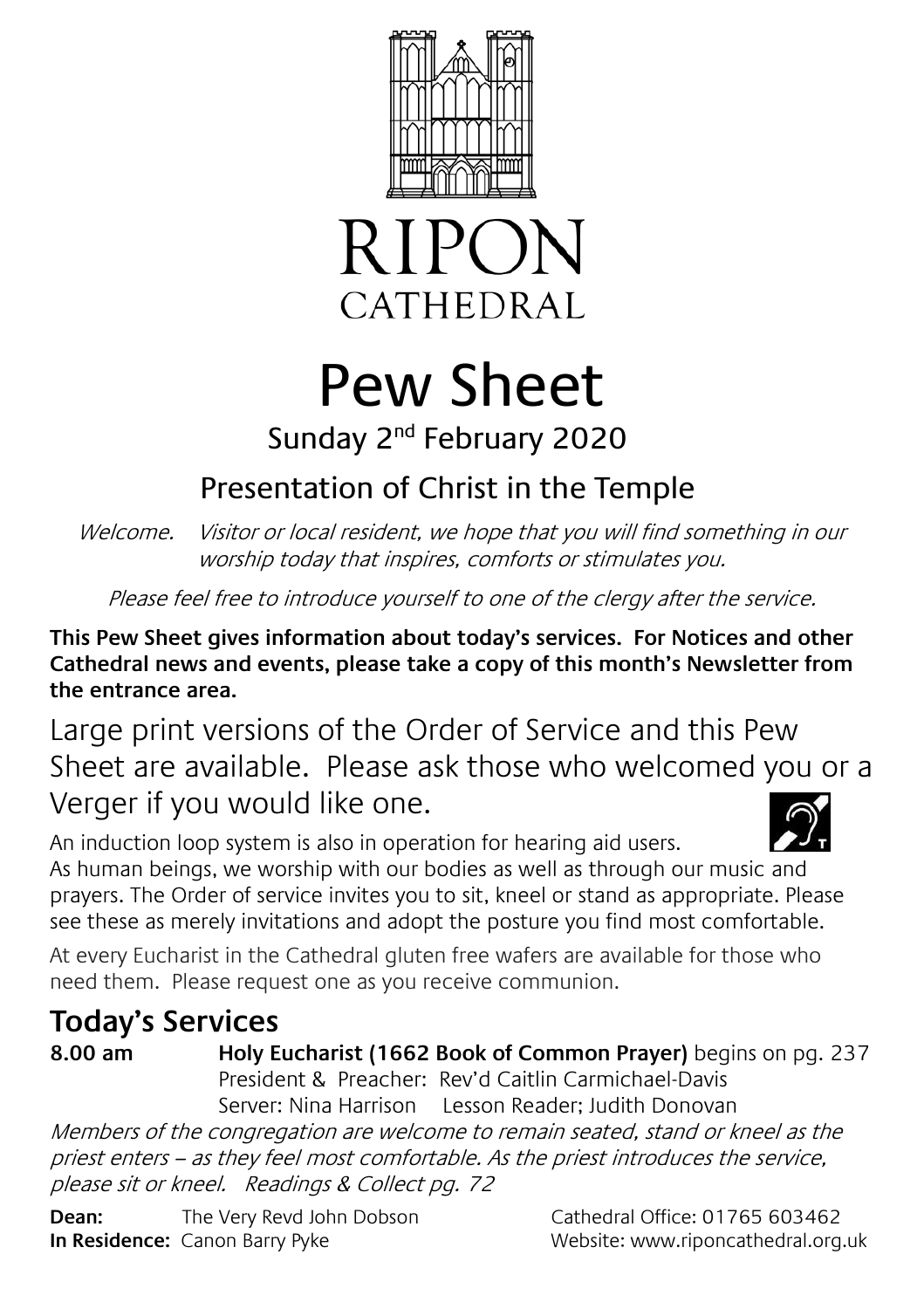# RIPON CATHEDRAL

# Pew Sheet

## Sunday 2nd February 2020

## Presentation of Christ in the Temple

*Welcome. Visitor or local resident, we hope that you will find something in our worship today that inspires, comforts or stimulates you.*

*Please feel free to introduce yourself to one of the clergy after the service.*

**This Pew Sheet gives information about today's services. For Notices and other Cathedral news and events, please take a copy of this month's Newsletter from the entrance area.**

Large print versions of the Order of Service and this Pew Sheet are available. Please ask those who welcomed you or a Verger if you would like one.

An induction loop system is also in operation for hearing aid users.

As human beings, we worship with our bodies as well as through our music and prayers. The Order of service invites you to sit, kneel or stand as appropriate. Please see these as merely invitations and adopt the posture you find most comfortable.

At every Eucharist in the Cathedral gluten free wafers are available for those who need them. Please request one as you receive communion.

## Today's Services

**8.00 am** **Holy Eucharist (1662 Book of Common Prayer)** begins on pg. 237
President & Preacher: Rev'd Caitlin Carmichael-Davis
Server: Nina Harrison Lesson Reader; Judith Donovan

*Members of the congregation are welcome to remain seated, stand or kneel as the priest enters – as they feel most comfortable. As the priest introduces the service, please sit or kneel. Readings & Collect pg. 72*

**Dean:** The Very Revd John Dobson
**In Residence:** Canon Barry Pyke

Cathedral Office: 01765 603462
Website: www.riponcathedral.org.uk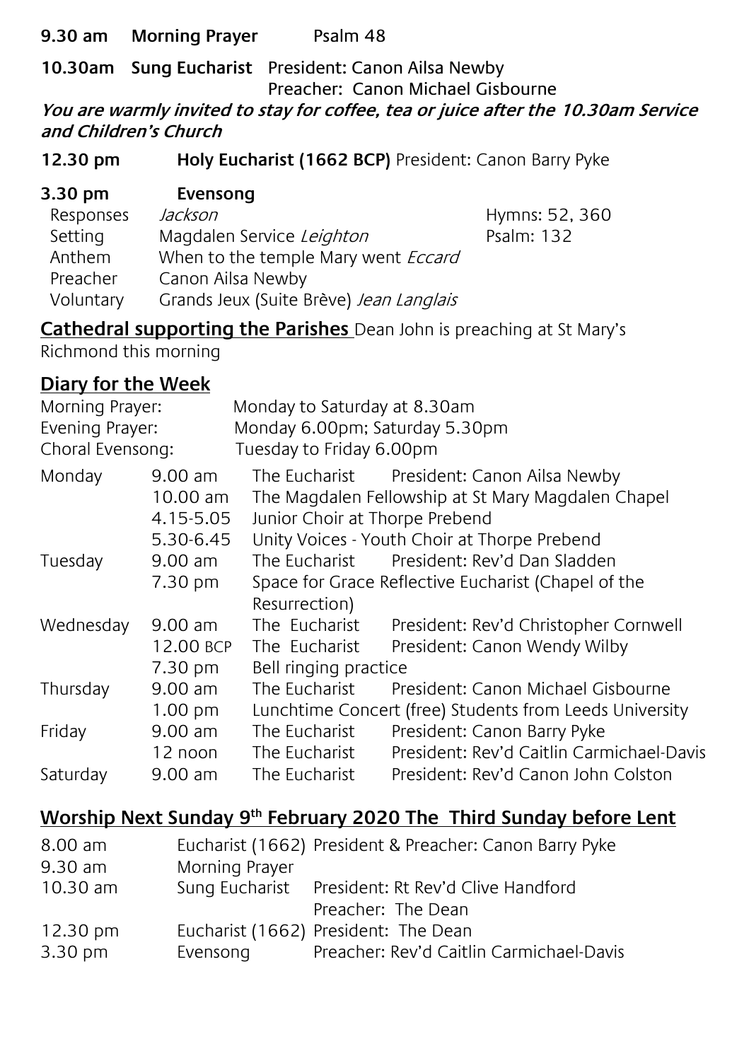**9.30 am Morning Prayer** Psalm 48

**10.30am Sung Eucharist** President: Canon Ailsa Newby
Preacher: Canon Michael Gisbourne

***You are warmly invited to stay for coffee, tea or juice after the 10.30am Service and Children's Church***

**12.30 pm Holy Eucharist (1662 BCP)** President: Canon Barry Pyke

**3.30 pm Evensong**

| | | |
|---|---|---|
| Responses | *Jackson* | Hymns: 52, 360 |
| Setting | Magdalen Service *Leighton* | Psalm: 132 |
| Anthem | When to the temple Mary went *Eccard* | |
| Preacher | Canon Ailsa Newby | |
| Voluntary | Grands Jeux (Suite Brève) *Jean Langlais* | |

**Cathedral supporting the Parishes** Dean John is preaching at St Mary's Richmond this morning

## Diary for the Week

Morning Prayer: Monday to Saturday at 8.30am
Evening Prayer: Monday 6.00pm; Saturday 5.30pm
Choral Evensong: Tuesday to Friday 6.00pm

| | | | |
|---|---|---|---|
| Monday | 9.00 am | The Eucharist | President: Canon Ailsa Newby |
| | 10.00 am | The Magdalen Fellowship at St Mary Magdalen Chapel | |
| | 4.15-5.05 | Junior Choir at Thorpe Prebend | |
| | 5.30-6.45 | Unity Voices - Youth Choir at Thorpe Prebend | |
| Tuesday | 9.00 am | The Eucharist | President: Rev'd Dan Sladden |
| | 7.30 pm | Space for Grace Reflective Eucharist (Chapel of the Resurrection) | |
| Wednesday | 9.00 am | The Eucharist | President: Rev'd Christopher Cornwell |
| | 12.00 BCP | The Eucharist | President: Canon Wendy Wilby |
| | 7.30 pm | Bell ringing practice | |
| Thursday | 9.00 am | The Eucharist | President: Canon Michael Gisbourne |
| | 1.00 pm | Lunchtime Concert (free) Students from Leeds University | |
| Friday | 9.00 am | The Eucharist | President: Canon Barry Pyke |
| | 12 noon | The Eucharist | President: Rev'd Caitlin Carmichael-Davis |
| Saturday | 9.00 am | The Eucharist | President: Rev'd Canon John Colston |

## Worship Next Sunday 9th February 2020 The Third Sunday before Lent

| | | |
|---|---|---|
| 8.00 am | Eucharist (1662) | President & Preacher: Canon Barry Pyke |
| 9.30 am | Morning Prayer | |
| 10.30 am | Sung Eucharist | President: Rt Rev'd Clive Handford<br>Preacher: The Dean |
| 12.30 pm | Eucharist (1662) | President: The Dean |
| 3.30 pm | Evensong | Preacher: Rev'd Caitlin Carmichael-Davis |